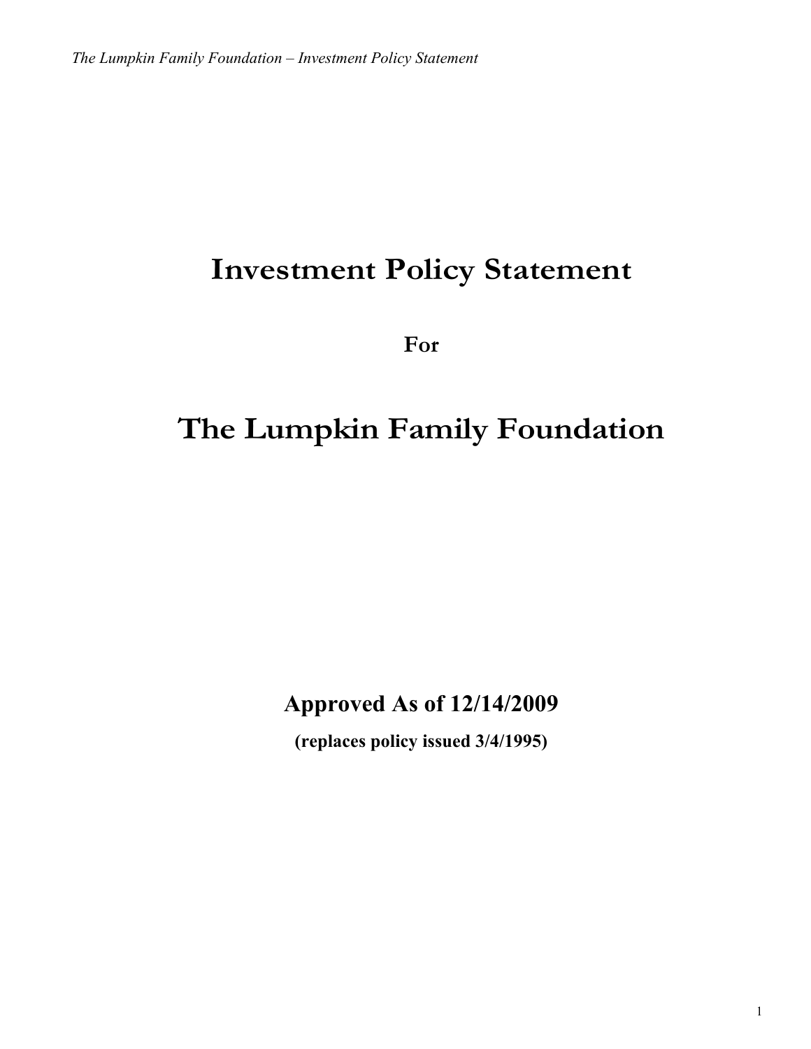# Investment Policy Statement

**For**

# The Lumpkin Family Foundation

**Approved As of 12/14/2009**

**(replaces policy issued 3/4/1995)**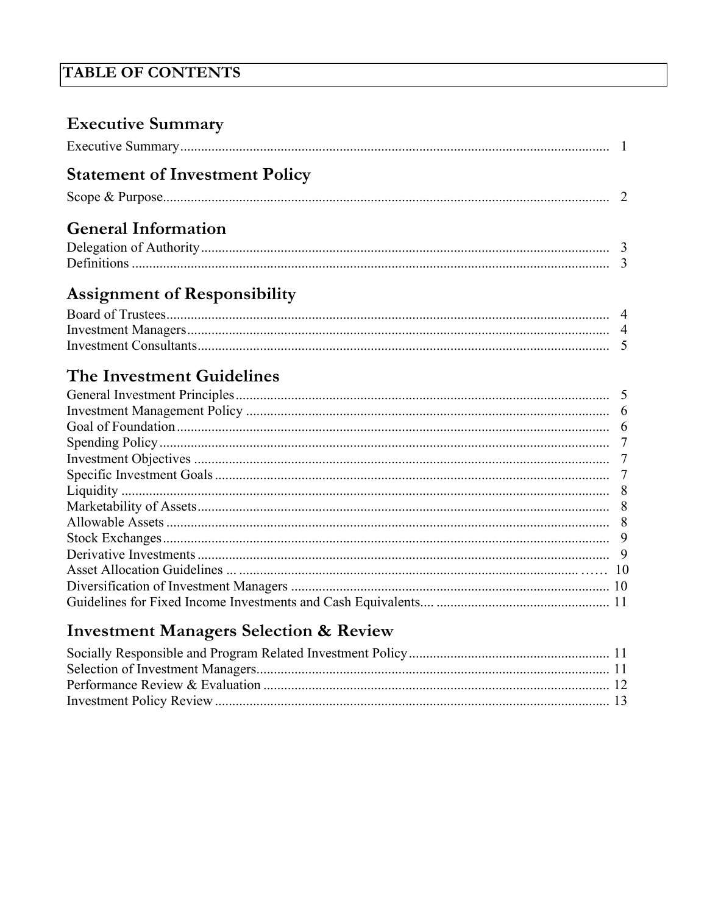# TABLE OF CONTENTS

## Executive Summary

Executive Summary .......... 1

## Statement of Investment Policy

Scope & Purpose .......... 2

## General Information

Delegation of Authority .......... 3
Definitions .......... 3

## Assignment of Responsibility

Board of Trustees .......... 4
Investment Managers .......... 4
Investment Consultants .......... 5

## The Investment Guidelines

General Investment Principles .......... 5
Investment Management Policy .......... 6
Goal of Foundation .......... 6
Spending Policy .......... 7
Investment Objectives .......... 7
Specific Investment Goals .......... 7
Liquidity .......... 8
Marketability of Assets .......... 8
Allowable Assets .......... 8
Stock Exchanges .......... 9
Derivative Investments .......... 9
Asset Allocation Guidelines .......... 10
Diversification of Investment Managers .......... 10
Guidelines for Fixed Income Investments and Cash Equivalents .......... 11

## Investment Managers Selection & Review

Socially Responsible and Program Related Investment Policy .......... 11
Selection of Investment Managers .......... 11
Performance Review & Evaluation .......... 12
Investment Policy Review .......... 13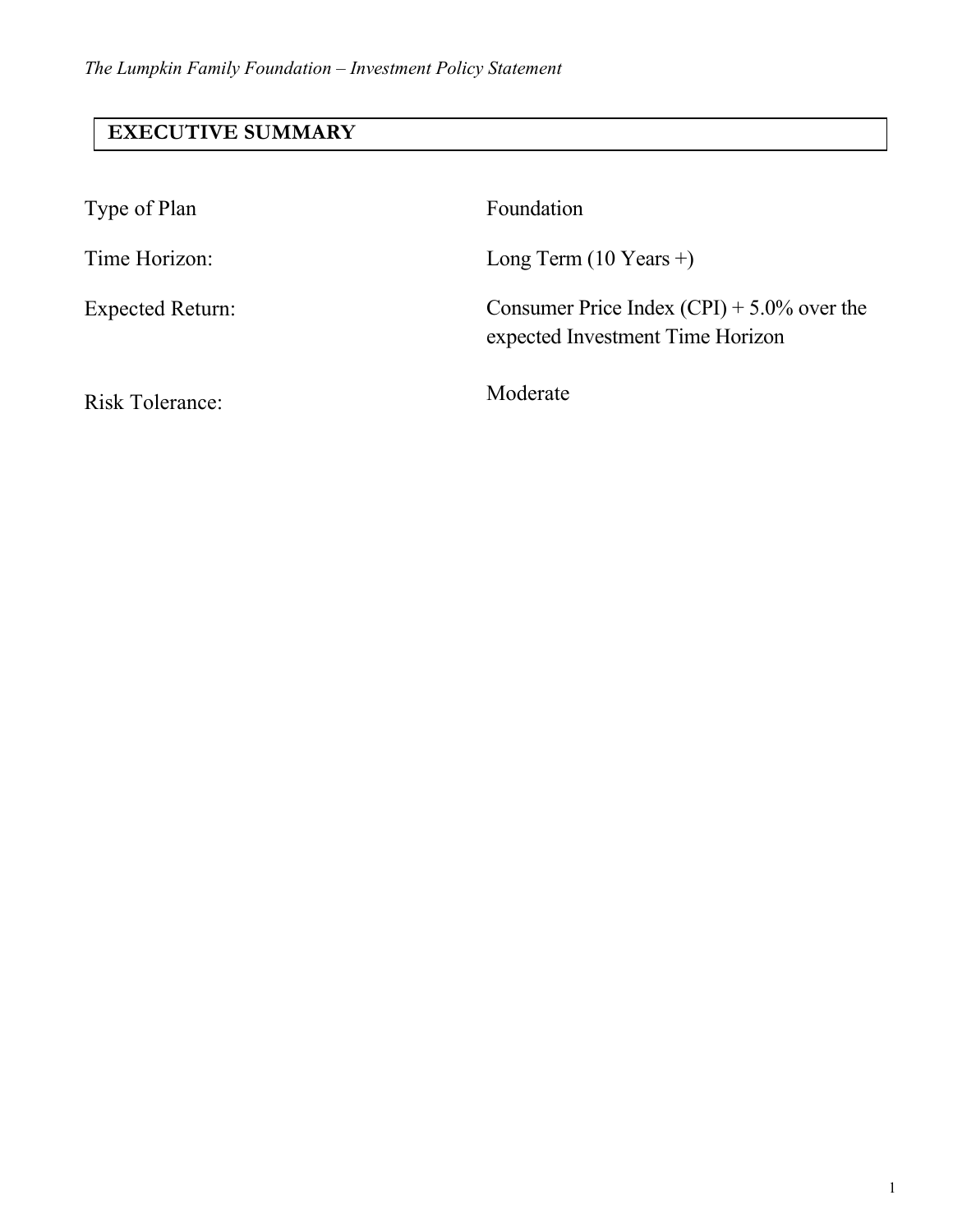## EXECUTIVE SUMMARY

| | |
|---|---|
| Type of Plan | Foundation |
| Time Horizon: | Long Term (10 Years +) |
| Expected Return: | Consumer Price Index (CPI) + 5.0% over the expected Investment Time Horizon |
| Risk Tolerance: | Moderate |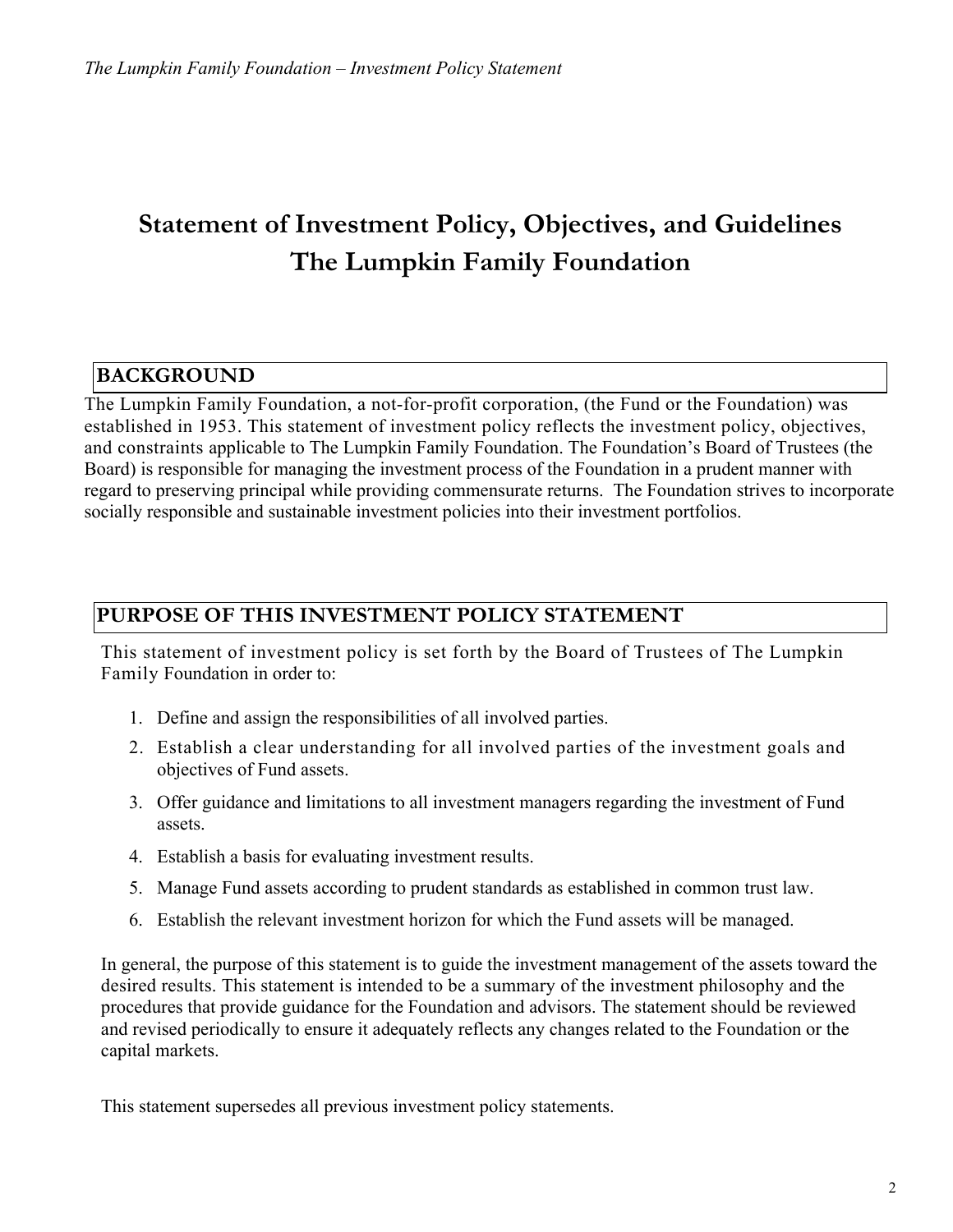# Statement of Investment Policy, Objectives, and Guidelines
# The Lumpkin Family Foundation

## BACKGROUND

The Lumpkin Family Foundation, a not-for-profit corporation, (the Fund or the Foundation) was established in 1953. This statement of investment policy reflects the investment policy, objectives, and constraints applicable to The Lumpkin Family Foundation. The Foundation's Board of Trustees (the Board) is responsible for managing the investment process of the Foundation in a prudent manner with regard to preserving principal while providing commensurate returns. The Foundation strives to incorporate socially responsible and sustainable investment policies into their investment portfolios.

## PURPOSE OF THIS INVESTMENT POLICY STATEMENT

This statement of investment policy is set forth by the Board of Trustees of The Lumpkin Family Foundation in order to:

1. Define and assign the responsibilities of all involved parties.
2. Establish a clear understanding for all involved parties of the investment goals and objectives of Fund assets.
3. Offer guidance and limitations to all investment managers regarding the investment of Fund assets.
4. Establish a basis for evaluating investment results.
5. Manage Fund assets according to prudent standards as established in common trust law.
6. Establish the relevant investment horizon for which the Fund assets will be managed.

In general, the purpose of this statement is to guide the investment management of the assets toward the desired results. This statement is intended to be a summary of the investment philosophy and the procedures that provide guidance for the Foundation and advisors. The statement should be reviewed and revised periodically to ensure it adequately reflects any changes related to the Foundation or the capital markets.

This statement supersedes all previous investment policy statements.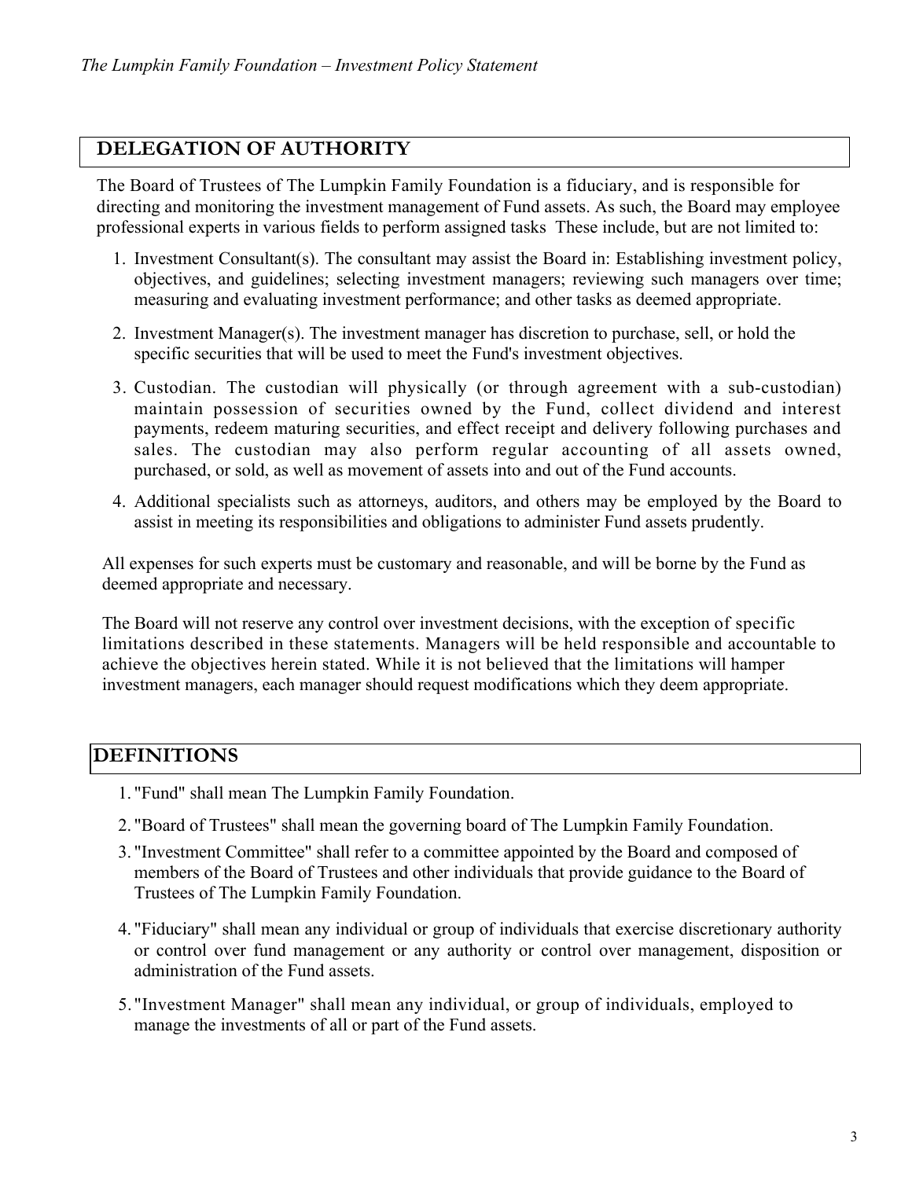## DELEGATION OF AUTHORITY

The Board of Trustees of The Lumpkin Family Foundation is a fiduciary, and is responsible for directing and monitoring the investment management of Fund assets. As such, the Board may employee professional experts in various fields to perform assigned tasks These include, but are not limited to:

1. Investment Consultant(s). The consultant may assist the Board in: Establishing investment policy, objectives, and guidelines; selecting investment managers; reviewing such managers over time; measuring and evaluating investment performance; and other tasks as deemed appropriate.

2. Investment Manager(s). The investment manager has discretion to purchase, sell, or hold the specific securities that will be used to meet the Fund's investment objectives.

3. Custodian. The custodian will physically (or through agreement with a sub-custodian) maintain possession of securities owned by the Fund, collect dividend and interest payments, redeem maturing securities, and effect receipt and delivery following purchases and sales. The custodian may also perform regular accounting of all assets owned, purchased, or sold, as well as movement of assets into and out of the Fund accounts.

4. Additional specialists such as attorneys, auditors, and others may be employed by the Board to assist in meeting its responsibilities and obligations to administer Fund assets prudently.

All expenses for such experts must be customary and reasonable, and will be borne by the Fund as deemed appropriate and necessary.

The Board will not reserve any control over investment decisions, with the exception of specific limitations described in these statements. Managers will be held responsible and accountable to achieve the objectives herein stated. While it is not believed that the limitations will hamper investment managers, each manager should request modifications which they deem appropriate.

## DEFINITIONS

1. "Fund" shall mean The Lumpkin Family Foundation.

2. "Board of Trustees" shall mean the governing board of The Lumpkin Family Foundation.

3. "Investment Committee" shall refer to a committee appointed by the Board and composed of members of the Board of Trustees and other individuals that provide guidance to the Board of Trustees of The Lumpkin Family Foundation.

4. "Fiduciary" shall mean any individual or group of individuals that exercise discretionary authority or control over fund management or any authority or control over management, disposition or administration of the Fund assets.

5. "Investment Manager" shall mean any individual, or group of individuals, employed to manage the investments of all or part of the Fund assets.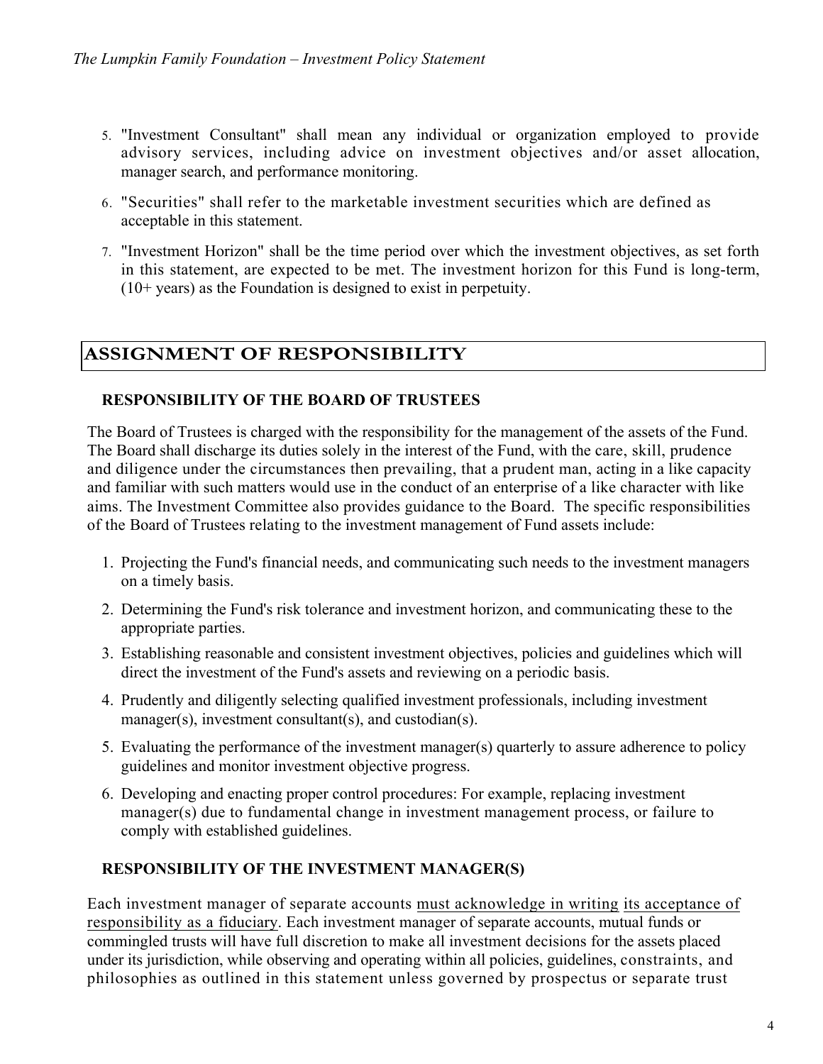5. "Investment Consultant" shall mean any individual or organization employed to provide advisory services, including advice on investment objectives and/or asset allocation, manager search, and performance monitoring.
6. "Securities" shall refer to the marketable investment securities which are defined as acceptable in this statement.
7. "Investment Horizon" shall be the time period over which the investment objectives, as set forth in this statement, are expected to be met. The investment horizon for this Fund is long-term, (10+ years) as the Foundation is designed to exist in perpetuity.

## ASSIGNMENT OF RESPONSIBILITY

### RESPONSIBILITY OF THE BOARD OF TRUSTEES

The Board of Trustees is charged with the responsibility for the management of the assets of the Fund. The Board shall discharge its duties solely in the interest of the Fund, with the care, skill, prudence and diligence under the circumstances then prevailing, that a prudent man, acting in a like capacity and familiar with such matters would use in the conduct of an enterprise of a like character with like aims. The Investment Committee also provides guidance to the Board. The specific responsibilities of the Board of Trustees relating to the investment management of Fund assets include:

1. Projecting the Fund's financial needs, and communicating such needs to the investment managers on a timely basis.
2. Determining the Fund's risk tolerance and investment horizon, and communicating these to the appropriate parties.
3. Establishing reasonable and consistent investment objectives, policies and guidelines which will direct the investment of the Fund's assets and reviewing on a periodic basis.
4. Prudently and diligently selecting qualified investment professionals, including investment manager(s), investment consultant(s), and custodian(s).
5. Evaluating the performance of the investment manager(s) quarterly to assure adherence to policy guidelines and monitor investment objective progress.
6. Developing and enacting proper control procedures: For example, replacing investment manager(s) due to fundamental change in investment management process, or failure to comply with established guidelines.

### RESPONSIBILITY OF THE INVESTMENT MANAGER(S)

Each investment manager of separate accounts must acknowledge in writing its acceptance of responsibility as a fiduciary. Each investment manager of separate accounts, mutual funds or commingled trusts will have full discretion to make all investment decisions for the assets placed under its jurisdiction, while observing and operating within all policies, guidelines, constraints, and philosophies as outlined in this statement unless governed by prospectus or separate trust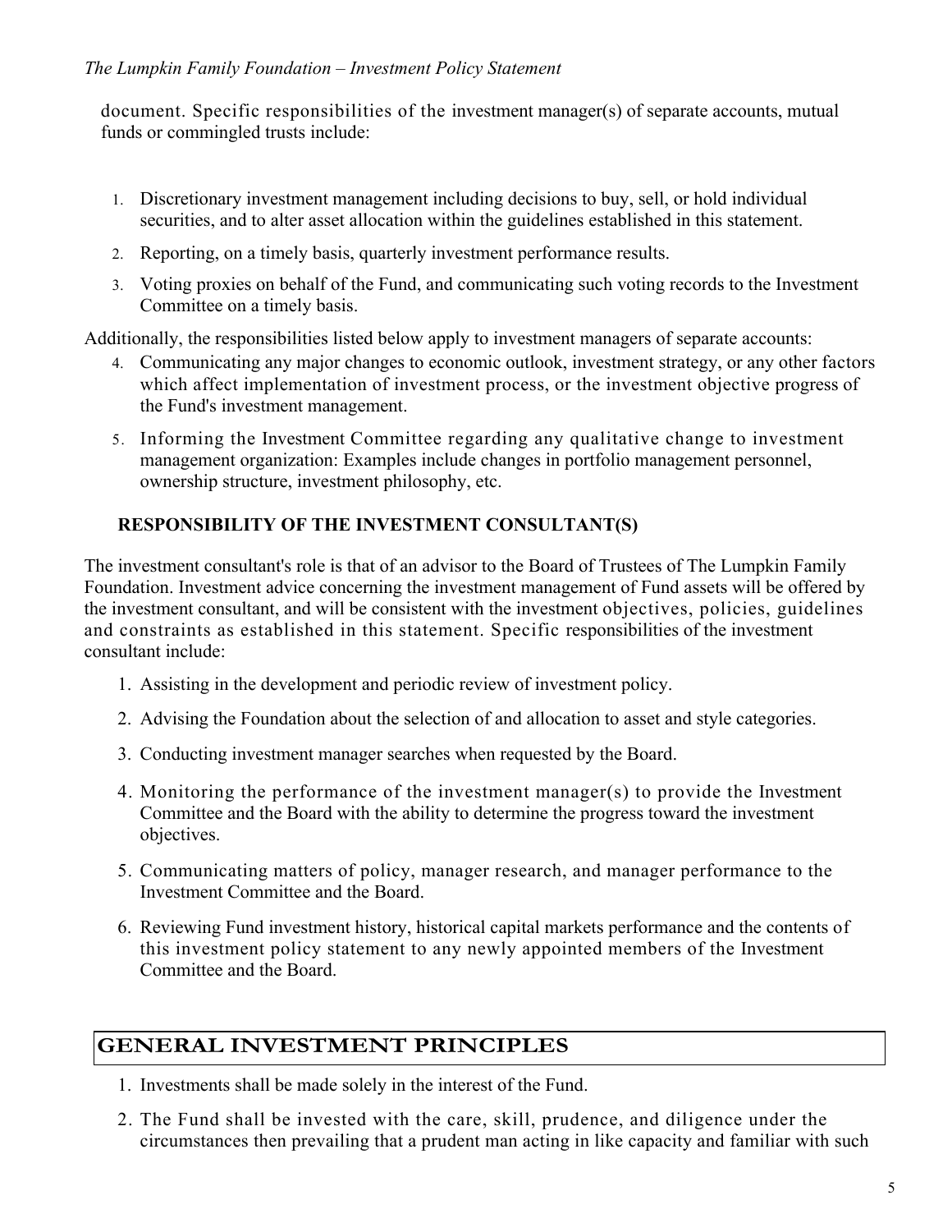document. Specific responsibilities of the investment manager(s) of separate accounts, mutual funds or commingled trusts include:

1. Discretionary investment management including decisions to buy, sell, or hold individual securities, and to alter asset allocation within the guidelines established in this statement.
2. Reporting, on a timely basis, quarterly investment performance results.
3. Voting proxies on behalf of the Fund, and communicating such voting records to the Investment Committee on a timely basis.

Additionally, the responsibilities listed below apply to investment managers of separate accounts:

4. Communicating any major changes to economic outlook, investment strategy, or any other factors which affect implementation of investment process, or the investment objective progress of the Fund's investment management.
5. Informing the Investment Committee regarding any qualitative change to investment management organization: Examples include changes in portfolio management personnel, ownership structure, investment philosophy, etc.

### RESPONSIBILITY OF THE INVESTMENT CONSULTANT(S)

The investment consultant's role is that of an advisor to the Board of Trustees of The Lumpkin Family Foundation. Investment advice concerning the investment management of Fund assets will be offered by the investment consultant, and will be consistent with the investment objectives, policies, guidelines and constraints as established in this statement. Specific responsibilities of the investment consultant include:

1. Assisting in the development and periodic review of investment policy.
2. Advising the Foundation about the selection of and allocation to asset and style categories.
3. Conducting investment manager searches when requested by the Board.
4. Monitoring the performance of the investment manager(s) to provide the Investment Committee and the Board with the ability to determine the progress toward the investment objectives.
5. Communicating matters of policy, manager research, and manager performance to the Investment Committee and the Board.
6. Reviewing Fund investment history, historical capital markets performance and the contents of this investment policy statement to any newly appointed members of the Investment Committee and the Board.

## GENERAL INVESTMENT PRINCIPLES

1. Investments shall be made solely in the interest of the Fund.
2. The Fund shall be invested with the care, skill, prudence, and diligence under the circumstances then prevailing that a prudent man acting in like capacity and familiar with such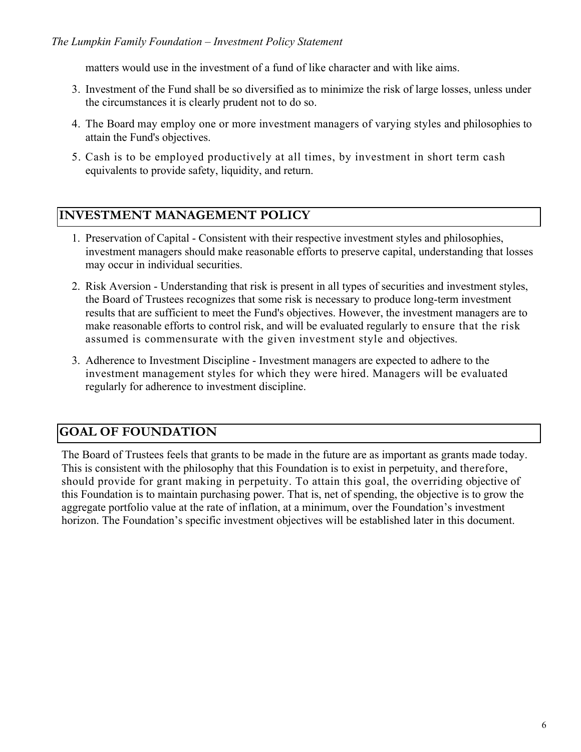matters would use in the investment of a fund of like character and with like aims.

3. Investment of the Fund shall be so diversified as to minimize the risk of large losses, unless under the circumstances it is clearly prudent not to do so.
4. The Board may employ one or more investment managers of varying styles and philosophies to attain the Fund's objectives.
5. Cash is to be employed productively at all times, by investment in short term cash equivalents to provide safety, liquidity, and return.

## INVESTMENT MANAGEMENT POLICY

1. Preservation of Capital - Consistent with their respective investment styles and philosophies, investment managers should make reasonable efforts to preserve capital, understanding that losses may occur in individual securities.
2. Risk Aversion - Understanding that risk is present in all types of securities and investment styles, the Board of Trustees recognizes that some risk is necessary to produce long-term investment results that are sufficient to meet the Fund's objectives. However, the investment managers are to make reasonable efforts to control risk, and will be evaluated regularly to ensure that the risk assumed is commensurate with the given investment style and objectives.
3. Adherence to Investment Discipline - Investment managers are expected to adhere to the investment management styles for which they were hired. Managers will be evaluated regularly for adherence to investment discipline.

## GOAL OF FOUNDATION

The Board of Trustees feels that grants to be made in the future are as important as grants made today. This is consistent with the philosophy that this Foundation is to exist in perpetuity, and therefore, should provide for grant making in perpetuity. To attain this goal, the overriding objective of this Foundation is to maintain purchasing power. That is, net of spending, the objective is to grow the aggregate portfolio value at the rate of inflation, at a minimum, over the Foundation's investment horizon. The Foundation's specific investment objectives will be established later in this document.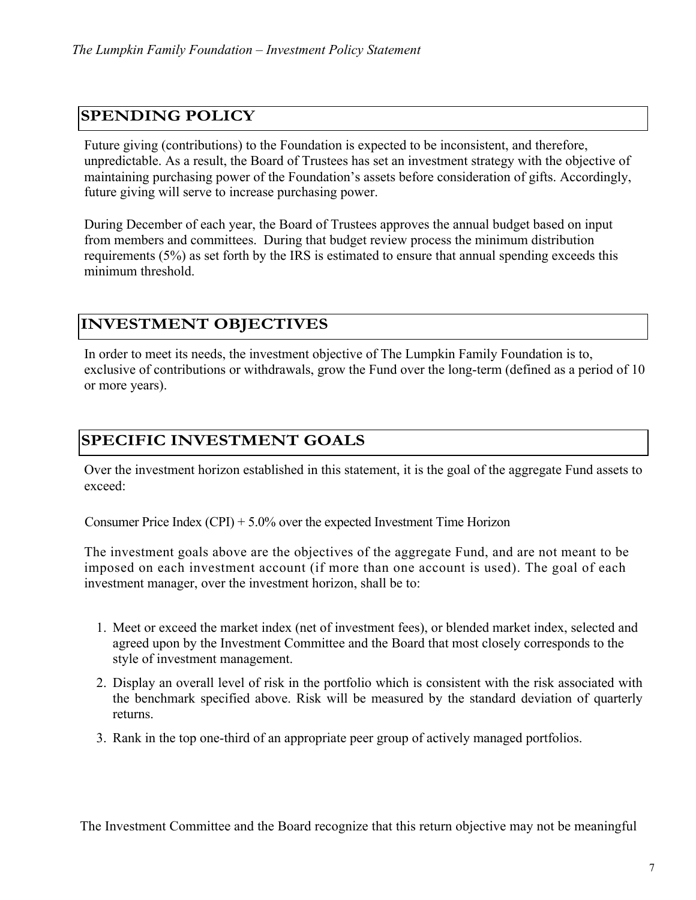## SPENDING POLICY

Future giving (contributions) to the Foundation is expected to be inconsistent, and therefore, unpredictable. As a result, the Board of Trustees has set an investment strategy with the objective of maintaining purchasing power of the Foundation's assets before consideration of gifts. Accordingly, future giving will serve to increase purchasing power.

During December of each year, the Board of Trustees approves the annual budget based on input from members and committees. During that budget review process the minimum distribution requirements (5%) as set forth by the IRS is estimated to ensure that annual spending exceeds this minimum threshold.

## INVESTMENT OBJECTIVES

In order to meet its needs, the investment objective of The Lumpkin Family Foundation is to, exclusive of contributions or withdrawals, grow the Fund over the long-term (defined as a period of 10 or more years).

## SPECIFIC INVESTMENT GOALS

Over the investment horizon established in this statement, it is the goal of the aggregate Fund assets to exceed:

Consumer Price Index (CPI) + 5.0% over the expected Investment Time Horizon

The investment goals above are the objectives of the aggregate Fund, and are not meant to be imposed on each investment account (if more than one account is used). The goal of each investment manager, over the investment horizon, shall be to:

1. Meet or exceed the market index (net of investment fees), or blended market index, selected and agreed upon by the Investment Committee and the Board that most closely corresponds to the style of investment management.
2. Display an overall level of risk in the portfolio which is consistent with the risk associated with the benchmark specified above. Risk will be measured by the standard deviation of quarterly returns.
3. Rank in the top one-third of an appropriate peer group of actively managed portfolios.

The Investment Committee and the Board recognize that this return objective may not be meaningful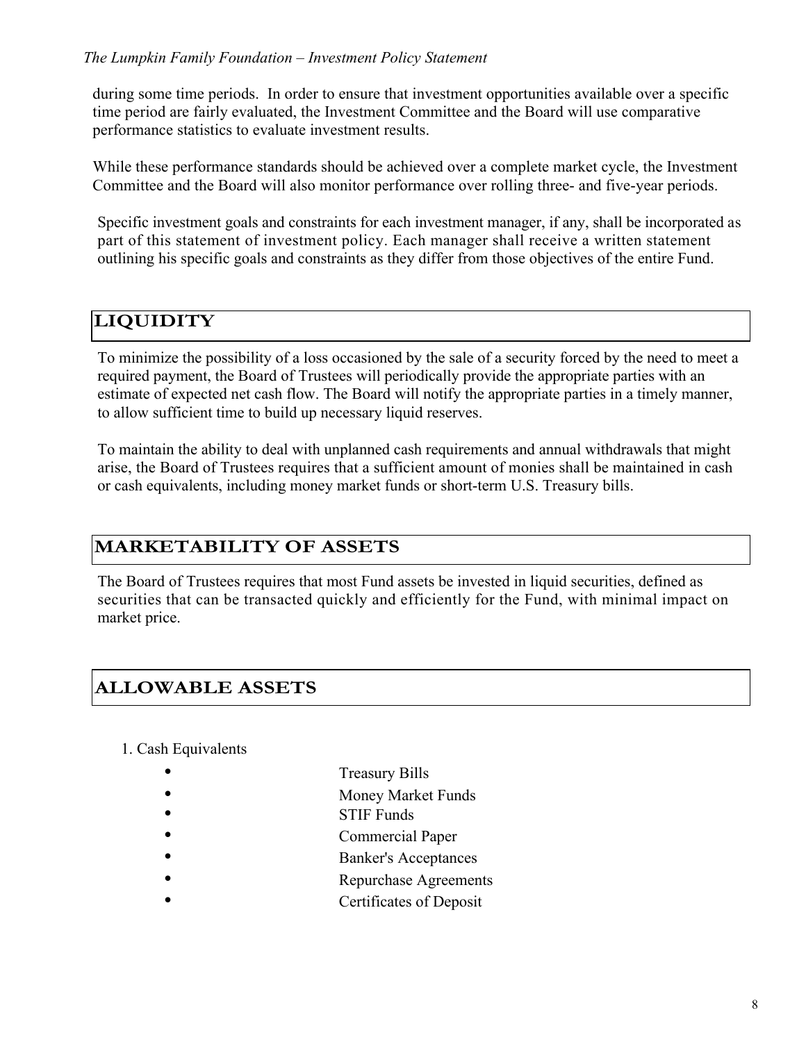during some time periods. In order to ensure that investment opportunities available over a specific time period are fairly evaluated, the Investment Committee and the Board will use comparative performance statistics to evaluate investment results.

While these performance standards should be achieved over a complete market cycle, the Investment Committee and the Board will also monitor performance over rolling three- and five-year periods.

Specific investment goals and constraints for each investment manager, if any, shall be incorporated as part of this statement of investment policy. Each manager shall receive a written statement outlining his specific goals and constraints as they differ from those objectives of the entire Fund.

## LIQUIDITY

To minimize the possibility of a loss occasioned by the sale of a security forced by the need to meet a required payment, the Board of Trustees will periodically provide the appropriate parties with an estimate of expected net cash flow. The Board will notify the appropriate parties in a timely manner, to allow sufficient time to build up necessary liquid reserves.

To maintain the ability to deal with unplanned cash requirements and annual withdrawals that might arise, the Board of Trustees requires that a sufficient amount of monies shall be maintained in cash or cash equivalents, including money market funds or short-term U.S. Treasury bills.

## MARKETABILITY OF ASSETS

The Board of Trustees requires that most Fund assets be invested in liquid securities, defined as securities that can be transacted quickly and efficiently for the Fund, with minimal impact on market price.

## ALLOWABLE ASSETS

1. Cash Equivalents
   - Treasury Bills
   - Money Market Funds
   - STIF Funds
   - Commercial Paper
   - Banker's Acceptances
   - Repurchase Agreements
   - Certificates of Deposit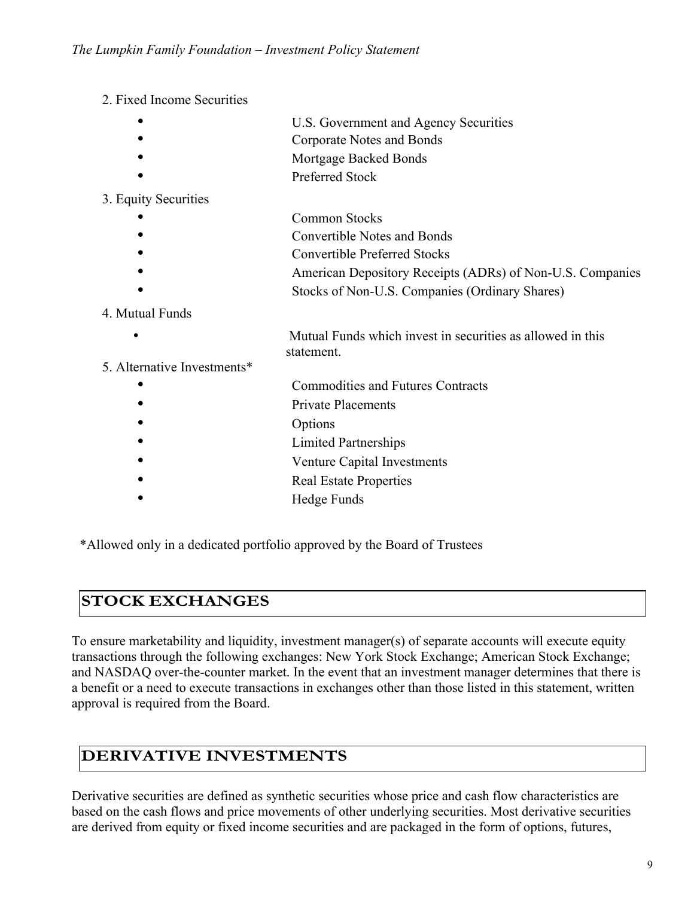2. Fixed Income Securities

- U.S. Government and Agency Securities
- Corporate Notes and Bonds
- Mortgage Backed Bonds
- Preferred Stock

3. Equity Securities

- Common Stocks
- Convertible Notes and Bonds
- Convertible Preferred Stocks
- American Depository Receipts (ADRs) of Non-U.S. Companies
- Stocks of Non-U.S. Companies (Ordinary Shares)

4. Mutual Funds

- Mutual Funds which invest in securities as allowed in this statement.

5. Alternative Investments*

- Commodities and Futures Contracts
- Private Placements
- Options
- Limited Partnerships
- Venture Capital Investments
- Real Estate Properties
- Hedge Funds

*Allowed only in a dedicated portfolio approved by the Board of Trustees

## STOCK EXCHANGES

To ensure marketability and liquidity, investment manager(s) of separate accounts will execute equity transactions through the following exchanges: New York Stock Exchange; American Stock Exchange; and NASDAQ over-the-counter market. In the event that an investment manager determines that there is a benefit or a need to execute transactions in exchanges other than those listed in this statement, written approval is required from the Board.

## DERIVATIVE INVESTMENTS

Derivative securities are defined as synthetic securities whose price and cash flow characteristics are based on the cash flows and price movements of other underlying securities. Most derivative securities are derived from equity or fixed income securities and are packaged in the form of options, futures,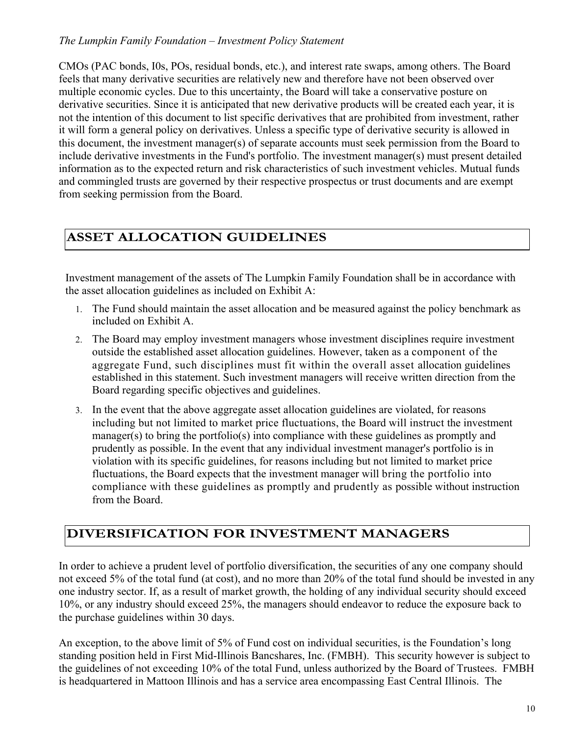CMOs (PAC bonds, I0s, POs, residual bonds, etc.), and interest rate swaps, among others. The Board feels that many derivative securities are relatively new and therefore have not been observed over multiple economic cycles. Due to this uncertainty, the Board will take a conservative posture on derivative securities. Since it is anticipated that new derivative products will be created each year, it is not the intention of this document to list specific derivatives that are prohibited from investment, rather it will form a general policy on derivatives. Unless a specific type of derivative security is allowed in this document, the investment manager(s) of separate accounts must seek permission from the Board to include derivative investments in the Fund's portfolio. The investment manager(s) must present detailed information as to the expected return and risk characteristics of such investment vehicles. Mutual funds and commingled trusts are governed by their respective prospectus or trust documents and are exempt from seeking permission from the Board.

## ASSET ALLOCATION GUIDELINES

Investment management of the assets of The Lumpkin Family Foundation shall be in accordance with the asset allocation guidelines as included on Exhibit A:

1. The Fund should maintain the asset allocation and be measured against the policy benchmark as included on Exhibit A.
2. The Board may employ investment managers whose investment disciplines require investment outside the established asset allocation guidelines. However, taken as a component of the aggregate Fund, such disciplines must fit within the overall asset allocation guidelines established in this statement. Such investment managers will receive written direction from the Board regarding specific objectives and guidelines.
3. In the event that the above aggregate asset allocation guidelines are violated, for reasons including but not limited to market price fluctuations, the Board will instruct the investment manager(s) to bring the portfolio(s) into compliance with these guidelines as promptly and prudently as possible. In the event that any individual investment manager's portfolio is in violation with its specific guidelines, for reasons including but not limited to market price fluctuations, the Board expects that the investment manager will bring the portfolio into compliance with these guidelines as promptly and prudently as possible without instruction from the Board.

## DIVERSIFICATION FOR INVESTMENT MANAGERS

In order to achieve a prudent level of portfolio diversification, the securities of any one company should not exceed 5% of the total fund (at cost), and no more than 20% of the total fund should be invested in any one industry sector. If, as a result of market growth, the holding of any individual security should exceed 10%, or any industry should exceed 25%, the managers should endeavor to reduce the exposure back to the purchase guidelines within 30 days.

An exception, to the above limit of 5% of Fund cost on individual securities, is the Foundation's long standing position held in First Mid-Illinois Bancshares, Inc. (FMBH). This security however is subject to the guidelines of not exceeding 10% of the total Fund, unless authorized by the Board of Trustees. FMBH is headquartered in Mattoon Illinois and has a service area encompassing East Central Illinois. The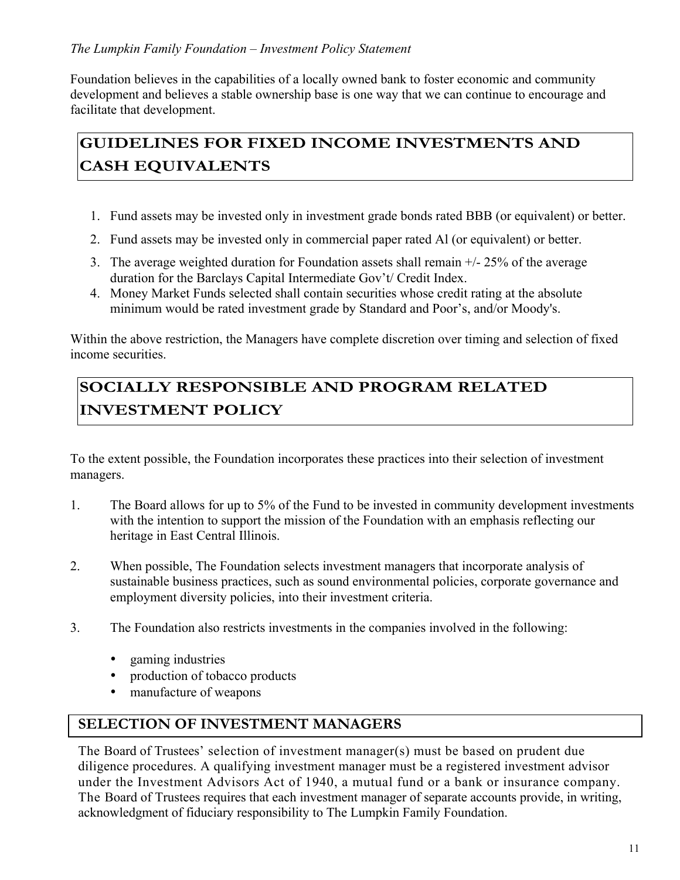Foundation believes in the capabilities of a locally owned bank to foster economic and community development and believes a stable ownership base is one way that we can continue to encourage and facilitate that development.

## GUIDELINES FOR FIXED INCOME INVESTMENTS AND CASH EQUIVALENTS

1. Fund assets may be invested only in investment grade bonds rated BBB (or equivalent) or better.
2. Fund assets may be invested only in commercial paper rated Al (or equivalent) or better.
3. The average weighted duration for Foundation assets shall remain +/- 25% of the average duration for the Barclays Capital Intermediate Gov't/ Credit Index.
4. Money Market Funds selected shall contain securities whose credit rating at the absolute minimum would be rated investment grade by Standard and Poor's, and/or Moody's.

Within the above restriction, the Managers have complete discretion over timing and selection of fixed income securities.

## SOCIALLY RESPONSIBLE AND PROGRAM RELATED INVESTMENT POLICY

To the extent possible, the Foundation incorporates these practices into their selection of investment managers.

1. The Board allows for up to 5% of the Fund to be invested in community development investments with the intention to support the mission of the Foundation with an emphasis reflecting our heritage in East Central Illinois.
2. When possible, The Foundation selects investment managers that incorporate analysis of sustainable business practices, such as sound environmental policies, corporate governance and employment diversity policies, into their investment criteria.
3. The Foundation also restricts investments in the companies involved in the following:
   - gaming industries
   - production of tobacco products
   - manufacture of weapons

## SELECTION OF INVESTMENT MANAGERS

The Board of Trustees' selection of investment manager(s) must be based on prudent due diligence procedures. A qualifying investment manager must be a registered investment advisor under the Investment Advisors Act of 1940, a mutual fund or a bank or insurance company. The Board of Trustees requires that each investment manager of separate accounts provide, in writing, acknowledgment of fiduciary responsibility to The Lumpkin Family Foundation.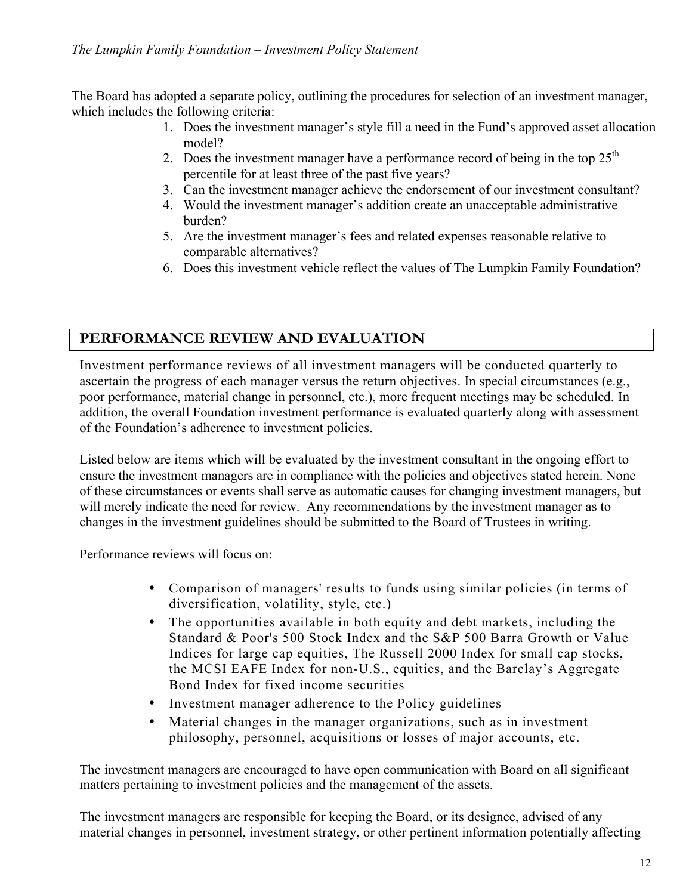The Board has adopted a separate policy, outlining the procedures for selection of an investment manager, which includes the following criteria:

1. Does the investment manager's style fill a need in the Fund's approved asset allocation model?
2. Does the investment manager have a performance record of being in the top 25th percentile for at least three of the past five years?
3. Can the investment manager achieve the endorsement of our investment consultant?
4. Would the investment manager's addition create an unacceptable administrative burden?
5. Are the investment manager's fees and related expenses reasonable relative to comparable alternatives?
6. Does this investment vehicle reflect the values of The Lumpkin Family Foundation?

## PERFORMANCE REVIEW AND EVALUATION

Investment performance reviews of all investment managers will be conducted quarterly to ascertain the progress of each manager versus the return objectives. In special circumstances (e.g., poor performance, material change in personnel, etc.), more frequent meetings may be scheduled. In addition, the overall Foundation investment performance is evaluated quarterly along with assessment of the Foundation's adherence to investment policies.

Listed below are items which will be evaluated by the investment consultant in the ongoing effort to ensure the investment managers are in compliance with the policies and objectives stated herein. None of these circumstances or events shall serve as automatic causes for changing investment managers, but will merely indicate the need for review. Any recommendations by the investment manager as to changes in the investment guidelines should be submitted to the Board of Trustees in writing.

Performance reviews will focus on:

- Comparison of managers' results to funds using similar policies (in terms of diversification, volatility, style, etc.)
- The opportunities available in both equity and debt markets, including the Standard & Poor's 500 Stock Index and the S&P 500 Barra Growth or Value Indices for large cap equities, The Russell 2000 Index for small cap stocks, the MCSI EAFE Index for non-U.S., equities, and the Barclay's Aggregate Bond Index for fixed income securities
- Investment manager adherence to the Policy guidelines
- Material changes in the manager organizations, such as in investment philosophy, personnel, acquisitions or losses of major accounts, etc.

The investment managers are encouraged to have open communication with Board on all significant matters pertaining to investment policies and the management of the assets.

The investment managers are responsible for keeping the Board, or its designee, advised of any material changes in personnel, investment strategy, or other pertinent information potentially affecting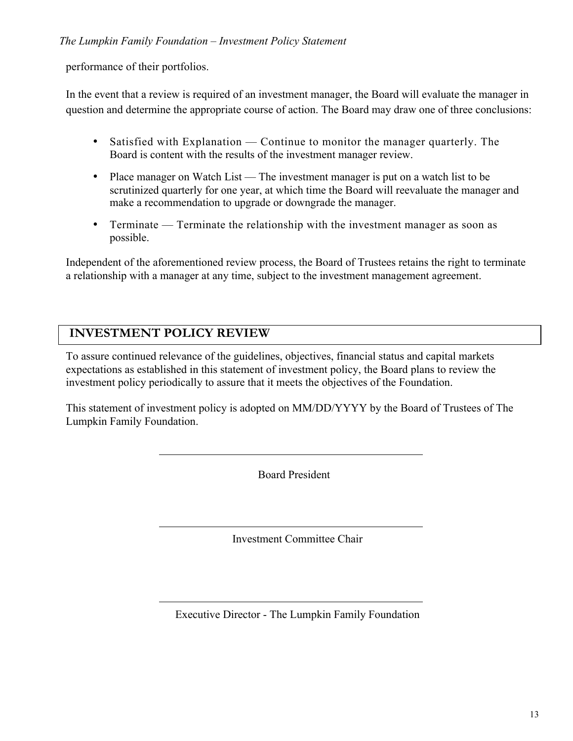performance of their portfolios.

In the event that a review is required of an investment manager, the Board will evaluate the manager in question and determine the appropriate course of action. The Board may draw one of three conclusions:

- Satisfied with Explanation — Continue to monitor the manager quarterly. The Board is content with the results of the investment manager review.
- Place manager on Watch List — The investment manager is put on a watch list to be scrutinized quarterly for one year, at which time the Board will reevaluate the manager and make a recommendation to upgrade or downgrade the manager.
- Terminate — Terminate the relationship with the investment manager as soon as possible.

Independent of the aforementioned review process, the Board of Trustees retains the right to terminate a relationship with a manager at any time, subject to the investment management agreement.

## INVESTMENT POLICY REVIEW

To assure continued relevance of the guidelines, objectives, financial status and capital markets expectations as established in this statement of investment policy, the Board plans to review the investment policy periodically to assure that it meets the objectives of the Foundation.

This statement of investment policy is adopted on MM/DD/YYYY by the Board of Trustees of The Lumpkin Family Foundation.

\_\_\_\_\_\_\_\_\_\_\_\_\_\_\_\_\_\_\_\_\_\_\_\_\_\_\_\_\_\_\_\_\_\_\_\_\_\_\_\_

Board President

\_\_\_\_\_\_\_\_\_\_\_\_\_\_\_\_\_\_\_\_\_\_\_\_\_\_\_\_\_\_\_\_\_\_\_\_\_\_\_\_

Investment Committee Chair

\_\_\_\_\_\_\_\_\_\_\_\_\_\_\_\_\_\_\_\_\_\_\_\_\_\_\_\_\_\_\_\_\_\_\_\_\_\_\_\_

Executive Director - The Lumpkin Family Foundation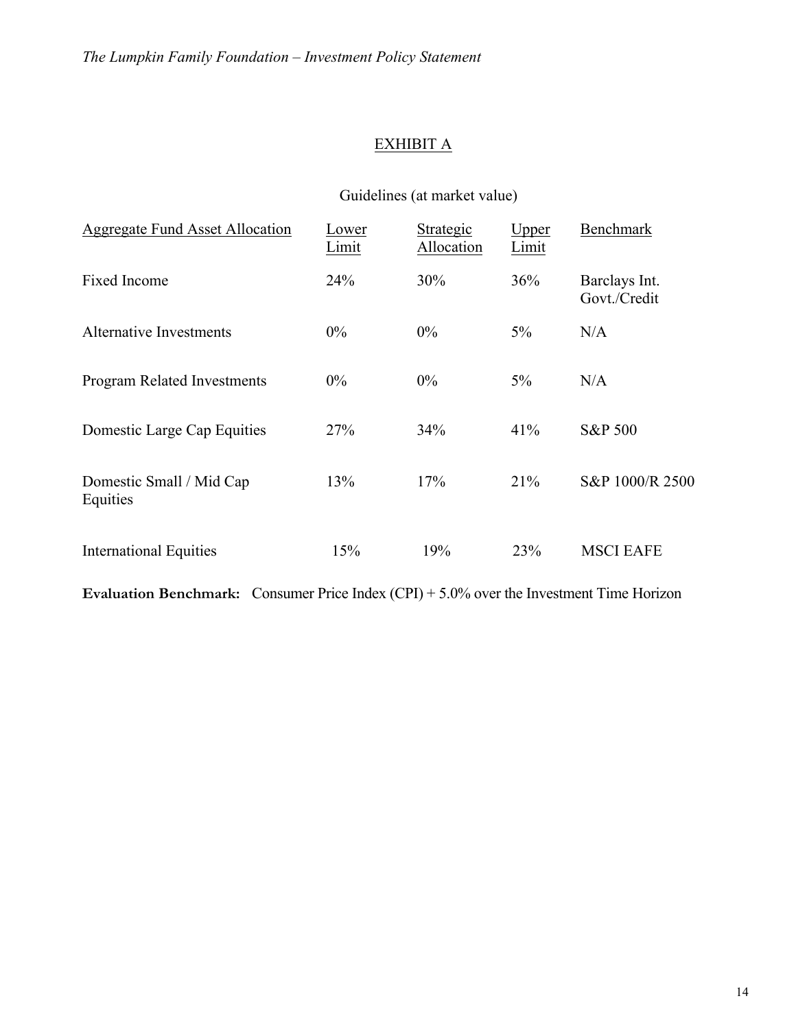## EXHIBIT A

Guidelines (at market value)

| Aggregate Fund Asset Allocation | Lower Limit | Strategic Allocation | Upper Limit | Benchmark |
|---|---|---|---|---|
| Fixed Income | 24% | 30% | 36% | Barclays Int. Govt./Credit |
| Alternative Investments | 0% | 0% | 5% | N/A |
| Program Related Investments | 0% | 0% | 5% | N/A |
| Domestic Large Cap Equities | 27% | 34% | 41% | S&P 500 |
| Domestic Small / Mid Cap Equities | 13% | 17% | 21% | S&P 1000/R 2500 |
| International Equities | 15% | 19% | 23% | MSCI EAFE |

**Evaluation Benchmark:** Consumer Price Index (CPI) + 5.0% over the Investment Time Horizon